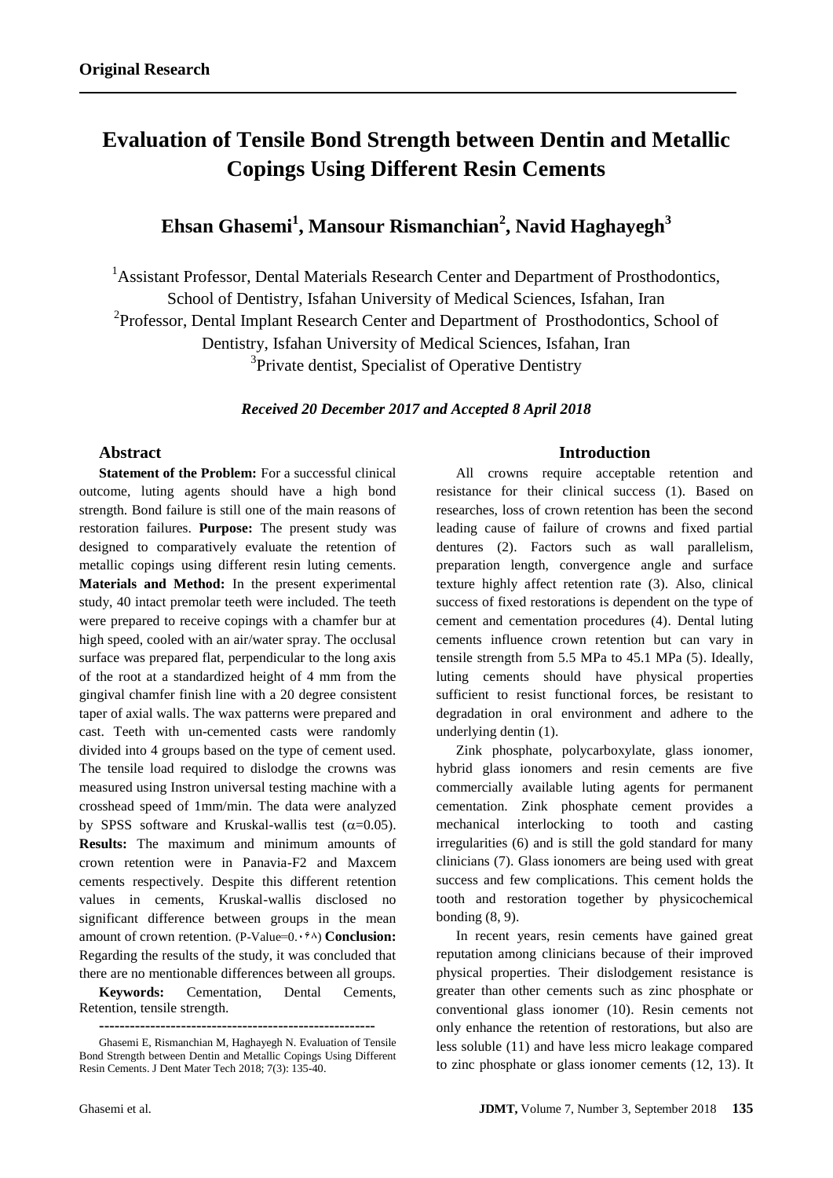**Original Research**

# Evaluation of Tensile Bond Strength between Dentin and Metallic Copings Using Different Resin Cements

## Ehsan Ghasemi[1], Mansour Rismanchian[2], Navid Haghayegh[3]

[1]Assistant Professor, Dental Materials Research Center and Department of Prosthodontics, School of Dentistry, Isfahan University of Medical Sciences, Isfahan, Iran
[2]Professor, Dental Implant Research Center and Department of Prosthodontics, School of Dentistry, Isfahan University of Medical Sciences, Isfahan, Iran
[3]Private dentist, Specialist of Operative Dentistry

***Received 20 December 2017 and Accepted 8 April 2018***

### Abstract

**Statement of the Problem:** For a successful clinical outcome, luting agents should have a high bond strength. Bond failure is still one of the main reasons of restoration failures. **Purpose:** The present study was designed to comparatively evaluate the retention of metallic copings using different resin luting cements. **Materials and Method:** In the present experimental study, 40 intact premolar teeth were included. The teeth were prepared to receive copings with a chamfer bur at high speed, cooled with an air/water spray. The occlusal surface was prepared flat, perpendicular to the long axis of the root at a standardized height of 4 mm from the gingival chamfer finish line with a 20 degree consistent taper of axial walls. The wax patterns were prepared and cast. Teeth with un-cemented casts were randomly divided into 4 groups based on the type of cement used. The tensile load required to dislodge the crowns was measured using Instron universal testing machine with a crosshead speed of 1mm/min. The data were analyzed by SPSS software and Kruskal-wallis test ($\alpha$=0.05). **Results:** The maximum and minimum amounts of crown retention were in Panavia-F2 and Maxcem cements respectively. Despite this different retention values in cements, Kruskal-wallis disclosed no significant difference between groups in the mean amount of crown retention. (P-Value=0.۰۶۸) **Conclusion:** Regarding the results of the study, it was concluded that there are no mentionable differences between all groups.

**Keywords:** Cementation, Dental Cements, Retention, tensile strength.

--------------------------------------------------------

Ghasemi E, Rismanchian M, Haghayegh N. Evaluation of Tensile Bond Strength between Dentin and Metallic Copings Using Different Resin Cements. J Dent Mater Tech 2018; 7(3): 135-40.

### Introduction

All crowns require acceptable retention and resistance for their clinical success (1). Based on researches, loss of crown retention has been the second leading cause of failure of crowns and fixed partial dentures (2). Factors such as wall parallelism, preparation length, convergence angle and surface texture highly affect retention rate (3). Also, clinical success of fixed restorations is dependent on the type of cement and cementation procedures (4). Dental luting cements influence crown retention but can vary in tensile strength from 5.5 MPa to 45.1 MPa (5). Ideally, luting cements should have physical properties sufficient to resist functional forces, be resistant to degradation in oral environment and adhere to the underlying dentin (1).

Zink phosphate, polycarboxylate, glass ionomer, hybrid glass ionomers and resin cements are five commercially available luting agents for permanent cementation. Zink phosphate cement provides a mechanical interlocking to tooth and casting irregularities (6) and is still the gold standard for many clinicians (7). Glass ionomers are being used with great success and few complications. This cement holds the tooth and restoration together by physicochemical bonding (8, 9).

In recent years, resin cements have gained great reputation among clinicians because of their improved physical properties. Their dislodgement resistance is greater than other cements such as zinc phosphate or conventional glass ionomer (10). Resin cements not only enhance the retention of restorations, but also are less soluble (11) and have less micro leakage compared to zinc phosphate or glass ionomer cements (12, 13). It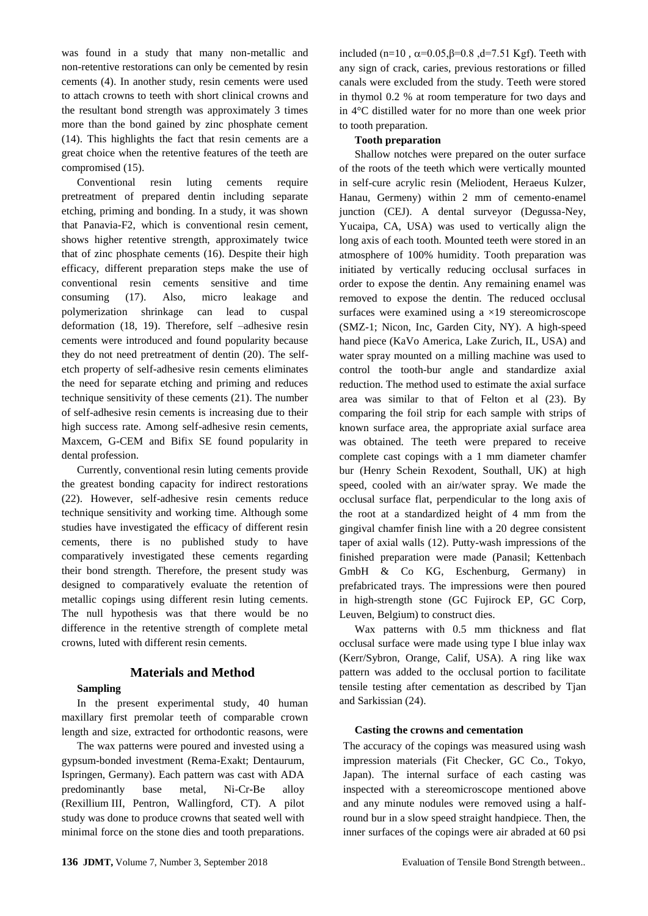was found in a study that many non-metallic and non-retentive restorations can only be cemented by resin cements (4). In another study, resin cements were used to attach crowns to teeth with short clinical crowns and the resultant bond strength was approximately 3 times more than the bond gained by zinc phosphate cement (14). This highlights the fact that resin cements are a great choice when the retentive features of the teeth are compromised (15).

Conventional resin luting cements require pretreatment of prepared dentin including separate etching, priming and bonding. In a study, it was shown that Panavia-F2, which is conventional resin cement, shows higher retentive strength, approximately twice that of zinc phosphate cements (16). Despite their high efficacy, different preparation steps make the use of conventional resin cements sensitive and time consuming (17). Also, micro leakage and polymerization shrinkage can lead to cuspal deformation (18, 19). Therefore, self –adhesive resin cements were introduced and found popularity because they do not need pretreatment of dentin (20). The self-etch property of self-adhesive resin cements eliminates the need for separate etching and priming and reduces technique sensitivity of these cements (21). The number of self-adhesive resin cements is increasing due to their high success rate. Among self-adhesive resin cements, Maxcem, G-CEM and Bifix SE found popularity in dental profession.

Currently, conventional resin luting cements provide the greatest bonding capacity for indirect restorations (22). However, self-adhesive resin cements reduce technique sensitivity and working time. Although some studies have investigated the efficacy of different resin cements, there is no published study to have comparatively investigated these cements regarding their bond strength. Therefore, the present study was designed to comparatively evaluate the retention of metallic copings using different resin luting cements. The null hypothesis was that there would be no difference in the retentive strength of complete metal crowns, luted with different resin cements.

## Materials and Method

### Sampling

In the present experimental study, 40 human maxillary first premolar teeth of comparable crown length and size, extracted for orthodontic reasons, were included (n=10 , $\alpha$=0.05,$\beta$=0.8 ,d=7.51 Kgf). Teeth with any sign of crack, caries, previous restorations or filled canals were excluded from the study. Teeth were stored in thymol 0.2 % at room temperature for two days and in 4°C distilled water for no more than one week prior to tooth preparation.

### Tooth preparation

Shallow notches were prepared on the outer surface of the roots of the teeth which were vertically mounted in self-cure acrylic resin (Meliodent, Heraeus Kulzer, Hanau, Germeny) within 2 mm of cemento-enamel junction (CEJ). A dental surveyor (Degussa-Ney, Yucaipa, CA, USA) was used to vertically align the long axis of each tooth. Mounted teeth were stored in an atmosphere of 100% humidity. Tooth preparation was initiated by vertically reducing occlusal surfaces in order to expose the dentin. Any remaining enamel was removed to expose the dentin. The reduced occlusal surfaces were examined using a ×19 stereomicroscope (SMZ-1; Nicon, Inc, Garden City, NY). A high-speed hand piece (KaVo America, Lake Zurich, IL, USA) and water spray mounted on a milling machine was used to control the tooth-bur angle and standardize axial reduction. The method used to estimate the axial surface area was similar to that of Felton et al (23). By comparing the foil strip for each sample with strips of known surface area, the appropriate axial surface area was obtained. The teeth were prepared to receive complete cast copings with a 1 mm diameter chamfer bur (Henry Schein Rexodent, Southall, UK) at high speed, cooled with an air/water spray. We made the occlusal surface flat, perpendicular to the long axis of the root at a standardized height of 4 mm from the gingival chamfer finish line with a 20 degree consistent taper of axial walls (12). Putty-wash impressions of the finished preparation were made (Panasil; Kettenbach GmbH & Co KG, Eschenburg, Germany) in prefabricated trays. The impressions were then poured in high-strength stone (GC Fujirock EP, GC Corp, Leuven, Belgium) to construct dies.

Wax patterns with 0.5 mm thickness and flat occlusal surface were made using type I blue inlay wax (Kerr/Sybron, Orange, Calif, USA). A ring like wax pattern was added to the occlusal portion to facilitate tensile testing after cementation as described by Tjan and Sarkissian (24).

The wax patterns were poured and invested using a gypsum-bonded investment (Rema-Exakt; Dentaurum, Ispringen, Germany). Each pattern was cast with ADA predominantly base metal, Ni-Cr-Be alloy (Rexillium III, Pentron, Wallingford, CT). A pilot study was done to produce crowns that seated well with minimal force on the stone dies and tooth preparations.

### Casting the crowns and cementation

The accuracy of the copings was measured using wash impression materials (Fit Checker, GC Co., Tokyo, Japan). The internal surface of each casting was inspected with a stereomicroscope mentioned above and any minute nodules were removed using a half-round bur in a slow speed straight handpiece. Then, the inner surfaces of the copings were air abraded at 60 psi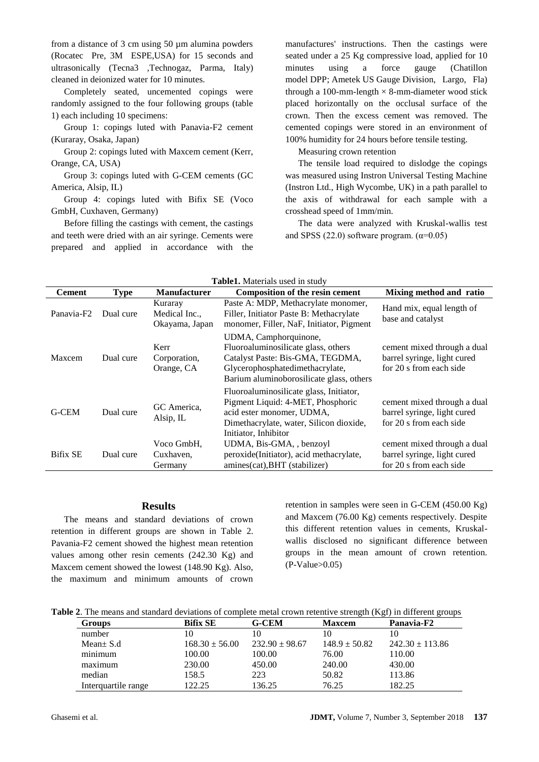from a distance of 3 cm using 50 µm alumina powders (Rocatec Pre, 3M ESPE,USA) for 15 seconds and ultrasonically (Tecna3 ,Technogaz, Parma, Italy) cleaned in deionized water for 10 minutes.

Completely seated, uncemented copings were randomly assigned to the four following groups (table 1) each including 10 specimens:

Group 1: copings luted with Panavia-F2 cement (Kuraray, Osaka, Japan)

Group 2: copings luted with Maxcem cement (Kerr, Orange, CA, USA)

Group 3: copings luted with G-CEM cements (GC America, Alsip, IL)

Group 4: copings luted with Bifix SE (Voco GmbH, Cuxhaven, Germany)

Before filling the castings with cement, the castings and teeth were dried with an air syringe. Cements were prepared and applied in accordance with the manufactures' instructions. Then the castings were seated under a 25 Kg compressive load, applied for 10 minutes using a force gauge (Chatillon model DPP; Ametek US Gauge Division, Largo, Fla) through a 100-mm-length × 8-mm-diameter wood stick placed horizontally on the occlusal surface of the crown. Then the excess cement was removed. The cemented copings were stored in an environment of 100% humidity for 24 hours before tensile testing.

Measuring crown retention

The tensile load required to dislodge the copings was measured using Instron Universal Testing Machine (Instron Ltd., High Wycombe, UK) in a path parallel to the axis of withdrawal for each sample with a crosshead speed of 1mm/min.

The data were analyzed with Kruskal-wallis test and SPSS (22.0) software program. ($\alpha$=0.05)

**Table1.** Materials used in study

| Cement | Type | Manufacturer | Composition of the resin cement | Mixing method and ratio |
|---|---|---|---|---|
| Panavia-F2 | Dual cure | Kuraray Medical Inc., Okayama, Japan | Paste A: MDP, Methacrylate monomer, Filler, Initiator Paste B: Methacrylate monomer, Filler, NaF, Initiator, Pigment | Hand mix, equal length of base and catalyst |
| Maxcem | Dual cure | Kerr Corporation, Orange, CA | UDMA, Camphorquinone, Fluoroaluminosilicate glass, others Catalyst Paste: Bis-GMA, TEGDMA, Glycerophosphatedimethacrylate, Barium aluminoborosilicate glass, others | cement mixed through a dual barrel syringe, light cured for 20 s from each side |
| G-CEM | Dual cure | GC America, Alsip, IL | Fluoroaluminosilicate glass, Initiator, Pigment Liquid: 4-MET, Phosphoric acid ester monomer, UDMA, Dimethacrylate, water, Silicon dioxide, Initiator, Inhibitor | cement mixed through a dual barrel syringe, light cured for 20 s from each side |
| Bifix SE | Dual cure | Voco GmbH, Cuxhaven, Germany | UDMA, Bis-GMA, , benzoyl peroxide(Initiator), acid methacrylate, amines(cat),BHT (stabilizer) | cement mixed through a dual barrel syringe, light cured for 20 s from each side |

## Results

The means and standard deviations of crown retention in different groups are shown in Table 2. Pavania-F2 cement showed the highest mean retention values among other resin cements (242.30 Kg) and Maxcem cement showed the lowest (148.90 Kg). Also, the maximum and minimum amounts of crown retention in samples were seen in G-CEM (450.00 Kg) and Maxcem (76.00 Kg) cements respectively. Despite this different retention values in cements, Kruskal-wallis disclosed no significant difference between groups in the mean amount of crown retention. (P-Value>0.05)

**Table 2**. The means and standard deviations of complete metal crown retentive strength (Kgf) in different groups

| Groups | Bifix SE | G-CEM | Maxcem | Panavia-F2 |
|---|---|---|---|---|
| number | 10 | 10 | 10 | 10 |
| Mean± S.d | 168.30 ± 56.00 | 232.90 ± 98.67 | 148.9 ± 50.82 | 242.30 ± 113.86 |
| minimum | 100.00 | 100.00 | 76.00 | 110.00 |
| maximum | 230.00 | 450.00 | 240.00 | 430.00 |
| median | 158.5 | 223 | 50.82 | 113.86 |
| Interquartile range | 122.25 | 136.25 | 76.25 | 182.25 |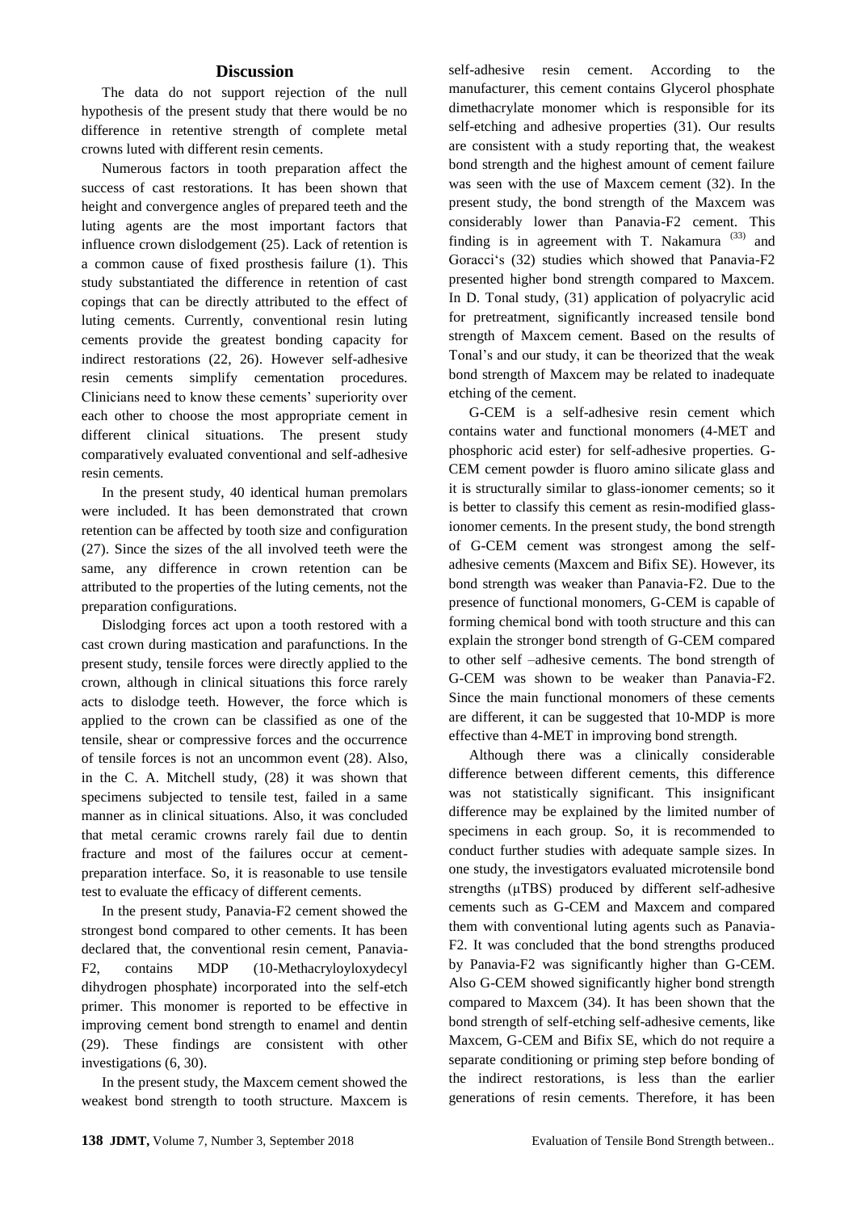## Discussion

The data do not support rejection of the null hypothesis of the present study that there would be no difference in retentive strength of complete metal crowns luted with different resin cements.

Numerous factors in tooth preparation affect the success of cast restorations. It has been shown that height and convergence angles of prepared teeth and the luting agents are the most important factors that influence crown dislodgement (25). Lack of retention is a common cause of fixed prosthesis failure (1). This study substantiated the difference in retention of cast copings that can be directly attributed to the effect of luting cements. Currently, conventional resin luting cements provide the greatest bonding capacity for indirect restorations (22, 26). However self-adhesive resin cements simplify cementation procedures. Clinicians need to know these cements' superiority over each other to choose the most appropriate cement in different clinical situations. The present study comparatively evaluated conventional and self-adhesive resin cements.

In the present study, 40 identical human premolars were included. It has been demonstrated that crown retention can be affected by tooth size and configuration (27). Since the sizes of the all involved teeth were the same, any difference in crown retention can be attributed to the properties of the luting cements, not the preparation configurations.

Dislodging forces act upon a tooth restored with a cast crown during mastication and parafunctions. In the present study, tensile forces were directly applied to the crown, although in clinical situations this force rarely acts to dislodge teeth. However, the force which is applied to the crown can be classified as one of the tensile, shear or compressive forces and the occurrence of tensile forces is not an uncommon event (28). Also, in the C. A. Mitchell study, (28) it was shown that specimens subjected to tensile test, failed in a same manner as in clinical situations. Also, it was concluded that metal ceramic crowns rarely fail due to dentin fracture and most of the failures occur at cement-preparation interface. So, it is reasonable to use tensile test to evaluate the efficacy of different cements.

In the present study, Panavia-F2 cement showed the strongest bond compared to other cements. It has been declared that, the conventional resin cement, Panavia-F2, contains MDP (10-Methacryloyloxydecyl dihydrogen phosphate) incorporated into the self-etch primer. This monomer is reported to be effective in improving cement bond strength to enamel and dentin (29). These findings are consistent with other investigations (6, 30).

In the present study, the Maxcem cement showed the weakest bond strength to tooth structure. Maxcem is self-adhesive resin cement. According to the manufacturer, this cement contains Glycerol phosphate dimethacrylate monomer which is responsible for its self-etching and adhesive properties (31). Our results are consistent with a study reporting that, the weakest bond strength and the highest amount of cement failure was seen with the use of Maxcem cement (32). In the present study, the bond strength of the Maxcem was considerably lower than Panavia-F2 cement. This finding is in agreement with T. Nakamura [33] and Goracci's (32) studies which showed that Panavia-F2 presented higher bond strength compared to Maxcem. In D. Tonal study, (31) application of polyacrylic acid for pretreatment, significantly increased tensile bond strength of Maxcem cement. Based on the results of Tonal's and our study, it can be theorized that the weak bond strength of Maxcem may be related to inadequate etching of the cement.

G-CEM is a self-adhesive resin cement which contains water and functional monomers (4-MET and phosphoric acid ester) for self-adhesive properties. G-CEM cement powder is fluoro amino silicate glass and it is structurally similar to glass-ionomer cements; so it is better to classify this cement as resin-modified glass-ionomer cements. In the present study, the bond strength of G-CEM cement was strongest among the self-adhesive cements (Maxcem and Bifix SE). However, its bond strength was weaker than Panavia-F2. Due to the presence of functional monomers, G-CEM is capable of forming chemical bond with tooth structure and this can explain the stronger bond strength of G-CEM compared to other self –adhesive cements. The bond strength of G-CEM was shown to be weaker than Panavia-F2. Since the main functional monomers of these cements are different, it can be suggested that 10-MDP is more effective than 4-MET in improving bond strength.

Although there was a clinically considerable difference between different cements, this difference was not statistically significant. This insignificant difference may be explained by the limited number of specimens in each group. So, it is recommended to conduct further studies with adequate sample sizes. In one study, the investigators evaluated microtensile bond strengths (μTBS) produced by different self-adhesive cements such as G-CEM and Maxcem and compared them with conventional luting agents such as Panavia-F2. It was concluded that the bond strengths produced by Panavia-F2 was significantly higher than G-CEM. Also G-CEM showed significantly higher bond strength compared to Maxcem (34). It has been shown that the bond strength of self-etching self-adhesive cements, like Maxcem, G-CEM and Bifix SE, which do not require a separate conditioning or priming step before bonding of the indirect restorations, is less than the earlier generations of resin cements. Therefore, it has been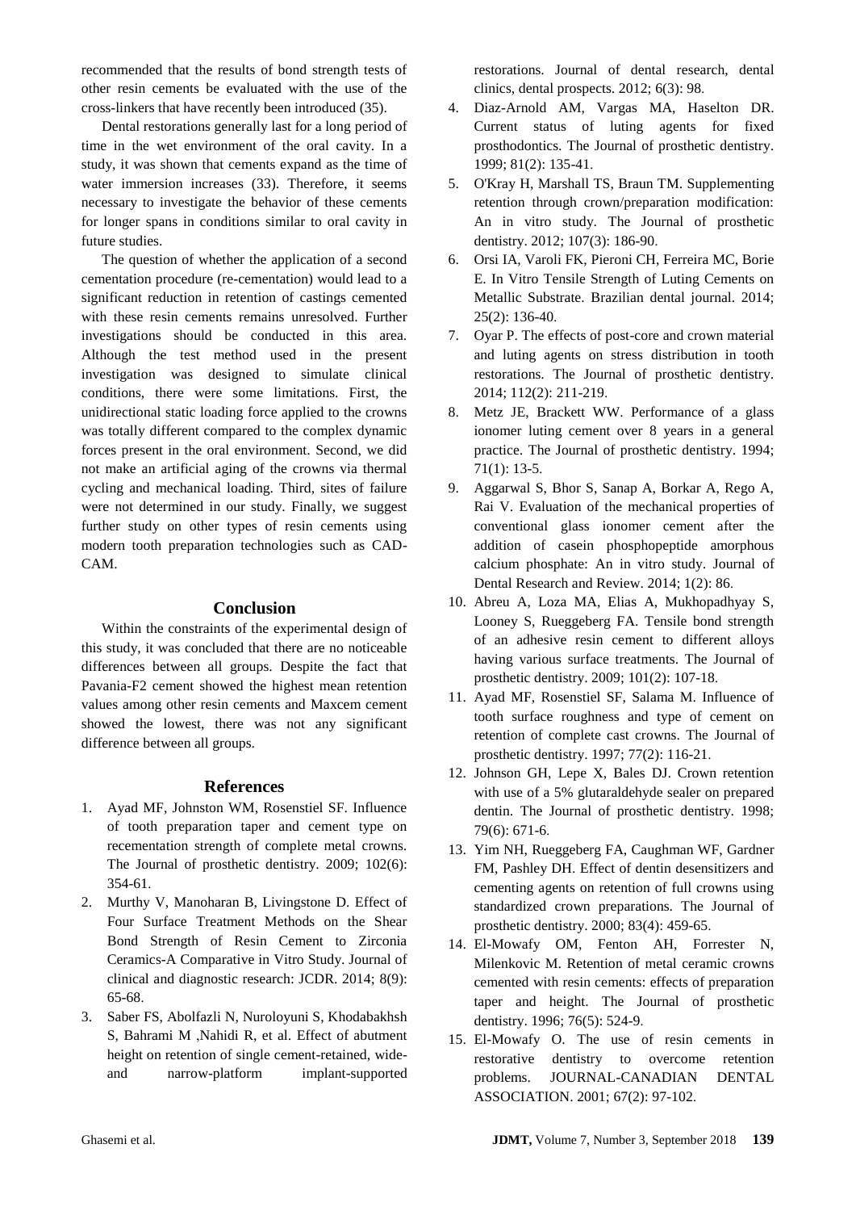recommended that the results of bond strength tests of other resin cements be evaluated with the use of the cross-linkers that have recently been introduced (35).

Dental restorations generally last for a long period of time in the wet environment of the oral cavity. In a study, it was shown that cements expand as the time of water immersion increases (33). Therefore, it seems necessary to investigate the behavior of these cements for longer spans in conditions similar to oral cavity in future studies.

The question of whether the application of a second cementation procedure (re-cementation) would lead to a significant reduction in retention of castings cemented with these resin cements remains unresolved. Further investigations should be conducted in this area. Although the test method used in the present investigation was designed to simulate clinical conditions, there were some limitations. First, the unidirectional static loading force applied to the crowns was totally different compared to the complex dynamic forces present in the oral environment. Second, we did not make an artificial aging of the crowns via thermal cycling and mechanical loading. Third, sites of failure were not determined in our study. Finally, we suggest further study on other types of resin cements using modern tooth preparation technologies such as CAD-CAM.

## Conclusion

Within the constraints of the experimental design of this study, it was concluded that there are no noticeable differences between all groups. Despite the fact that Pavania-F2 cement showed the highest mean retention values among other resin cements and Maxcem cement showed the lowest, there was not any significant difference between all groups.

## References

1. Ayad MF, Johnston WM, Rosenstiel SF. Influence of tooth preparation taper and cement type on recementation strength of complete metal crowns. The Journal of prosthetic dentistry. 2009; 102(6): 354-61.
2. Murthy V, Manoharan B, Livingstone D. Effect of Four Surface Treatment Methods on the Shear Bond Strength of Resin Cement to Zirconia Ceramics-A Comparative in Vitro Study. Journal of clinical and diagnostic research: JCDR. 2014; 8(9): 65-68.
3. Saber FS, Abolfazli N, Nuroloyuni S, Khodabakhsh S, Bahrami M ,Nahidi R, et al. Effect of abutment height on retention of single cement-retained, wide- and narrow-platform implant-supported restorations. Journal of dental research, dental clinics, dental prospects. 2012; 6(3): 98.
4. Diaz-Arnold AM, Vargas MA, Haselton DR. Current status of luting agents for fixed prosthodontics. The Journal of prosthetic dentistry. 1999; 81(2): 135-41.
5. O'Kray H, Marshall TS, Braun TM. Supplementing retention through crown/preparation modification: An in vitro study. The Journal of prosthetic dentistry. 2012; 107(3): 186-90.
6. Orsi IA, Varoli FK, Pieroni CH, Ferreira MC, Borie E. In Vitro Tensile Strength of Luting Cements on Metallic Substrate. Brazilian dental journal. 2014; 25(2): 136-40.
7. Oyar P. The effects of post-core and crown material and luting agents on stress distribution in tooth restorations. The Journal of prosthetic dentistry. 2014; 112(2): 211-219.
8. Metz JE, Brackett WW. Performance of a glass ionomer luting cement over 8 years in a general practice. The Journal of prosthetic dentistry. 1994; 71(1): 13-5.
9. Aggarwal S, Bhor S, Sanap A, Borkar A, Rego A, Rai V. Evaluation of the mechanical properties of conventional glass ionomer cement after the addition of casein phosphopeptide amorphous calcium phosphate: An in vitro study. Journal of Dental Research and Review. 2014; 1(2): 86.
10. Abreu A, Loza MA, Elias A, Mukhopadhyay S, Looney S, Rueggeberg FA. Tensile bond strength of an adhesive resin cement to different alloys having various surface treatments. The Journal of prosthetic dentistry. 2009; 101(2): 107-18.
11. Ayad MF, Rosenstiel SF, Salama M. Influence of tooth surface roughness and type of cement on retention of complete cast crowns. The Journal of prosthetic dentistry. 1997; 77(2): 116-21.
12. Johnson GH, Lepe X, Bales DJ. Crown retention with use of a 5% glutaraldehyde sealer on prepared dentin. The Journal of prosthetic dentistry. 1998; 79(6): 671-6.
13. Yim NH, Rueggeberg FA, Caughman WF, Gardner FM, Pashley DH. Effect of dentin desensitizers and cementing agents on retention of full crowns using standardized crown preparations. The Journal of prosthetic dentistry. 2000; 83(4): 459-65.
14. El-Mowafy OM, Fenton AH, Forrester N, Milenkovic M. Retention of metal ceramic crowns cemented with resin cements: effects of preparation taper and height. The Journal of prosthetic dentistry. 1996; 76(5): 524-9.
15. El-Mowafy O. The use of resin cements in restorative dentistry to overcome retention problems. JOURNAL-CANADIAN DENTAL ASSOCIATION. 2001; 67(2): 97-102.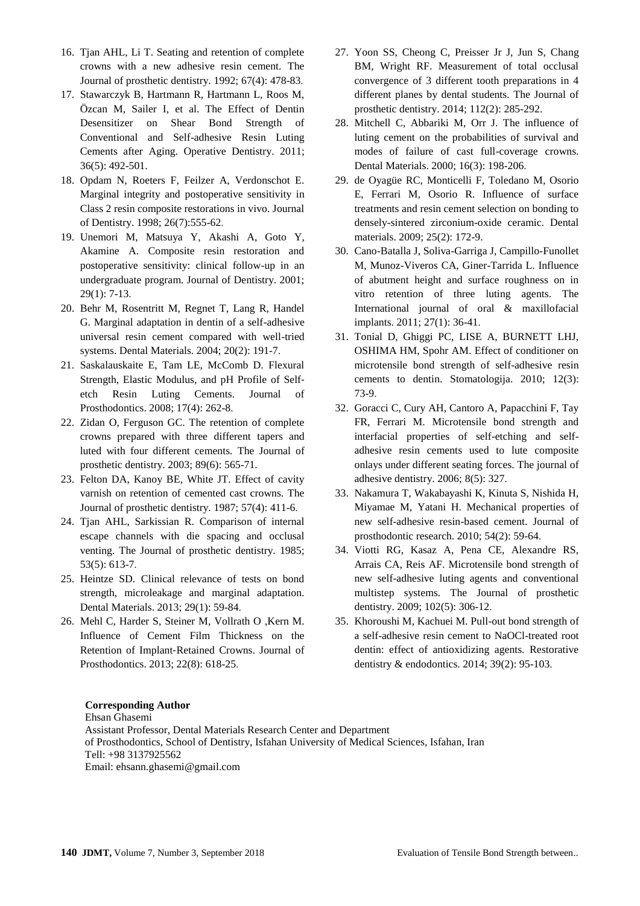16. Tjan AHL, Li T. Seating and retention of complete crowns with a new adhesive resin cement. The Journal of prosthetic dentistry. 1992; 67(4): 478-83.
17. Stawarczyk B, Hartmann R, Hartmann L, Roos M, Özcan M, Sailer I, et al. The Effect of Dentin Desensitizer on Shear Bond Strength of Conventional and Self-adhesive Resin Luting Cements after Aging. Operative Dentistry. 2011; 36(5): 492-501.
18. Opdam N, Roeters F, Feilzer A, Verdonschot E. Marginal integrity and postoperative sensitivity in Class 2 resin composite restorations in vivo. Journal of Dentistry. 1998; 26(7):555-62.
19. Unemori M, Matsuya Y, Akashi A, Goto Y, Akamine A. Composite resin restoration and postoperative sensitivity: clinical follow-up in an undergraduate program. Journal of Dentistry. 2001; 29(1): 7-13.
20. Behr M, Rosentritt M, Regnet T, Lang R, Handel G. Marginal adaptation in dentin of a self-adhesive universal resin cement compared with well-tried systems. Dental Materials. 2004; 20(2): 191-7.
21. Saskalauskaite E, Tam LE, McComb D. Flexural Strength, Elastic Modulus, and pH Profile of Self-etch Resin Luting Cements. Journal of Prosthodontics. 2008; 17(4): 262-8.
22. Zidan O, Ferguson GC. The retention of complete crowns prepared with three different tapers and luted with four different cements. The Journal of prosthetic dentistry. 2003; 89(6): 565-71.
23. Felton DA, Kanoy BE, White JT. Effect of cavity varnish on retention of cemented cast crowns. The Journal of prosthetic dentistry. 1987; 57(4): 411-6.
24. Tjan AHL, Sarkissian R. Comparison of internal escape channels with die spacing and occlusal venting. The Journal of prosthetic dentistry. 1985; 53(5): 613-7.
25. Heintze SD. Clinical relevance of tests on bond strength, microleakage and marginal adaptation. Dental Materials. 2013; 29(1): 59-84.
26. Mehl C, Harder S, Steiner M, Vollrath O ,Kern M. Influence of Cement Film Thickness on the Retention of Implant‐Retained Crowns. Journal of Prosthodontics. 2013; 22(8): 618-25.
27. Yoon SS, Cheong C, Preisser Jr J, Jun S, Chang BM, Wright RF. Measurement of total occlusal convergence of 3 different tooth preparations in 4 different planes by dental students. The Journal of prosthetic dentistry. 2014; 112(2): 285-292.
28. Mitchell C, Abbariki M, Orr J. The influence of luting cement on the probabilities of survival and modes of failure of cast full-coverage crowns. Dental Materials. 2000; 16(3): 198-206.
29. de Oyagüe RC, Monticelli F, Toledano M, Osorio E, Ferrari M, Osorio R. Influence of surface treatments and resin cement selection on bonding to densely-sintered zirconium-oxide ceramic. Dental materials. 2009; 25(2): 172-9.
30. Cano-Batalla J, Soliva-Garriga J, Campillo-Funollet M, Munoz-Viveros CA, Giner-Tarrida L. Influence of abutment height and surface roughness on in vitro retention of three luting agents. The International journal of oral & maxillofacial implants. 2011; 27(1): 36-41.
31. Tonial D, Ghiggi PC, LISE A, BURNETT LHJ, OSHIMA HM, Spohr AM. Effect of conditioner on microtensile bond strength of self-adhesive resin cements to dentin. Stomatologija. 2010; 12(3): 73-9.
32. Goracci C, Cury AH, Cantoro A, Papacchini F, Tay FR, Ferrari M. Microtensile bond strength and interfacial properties of self-etching and self-adhesive resin cements used to lute composite onlays under different seating forces. The journal of adhesive dentistry. 2006; 8(5): 327.
33. Nakamura T, Wakabayashi K, Kinuta S, Nishida H, Miyamae M, Yatani H. Mechanical properties of new self-adhesive resin-based cement. Journal of prosthodontic research. 2010; 54(2): 59-64.
34. Viotti RG, Kasaz A, Pena CE, Alexandre RS, Arrais CA, Reis AF. Microtensile bond strength of new self-adhesive luting agents and conventional multistep systems. The Journal of prosthetic dentistry. 2009; 102(5): 306-12.
35. Khoroushi M, Kachuei M. Pull-out bond strength of a self-adhesive resin cement to NaOCl-treated root dentin: effect of antioxidizing agents. Restorative dentistry & endodontics. 2014; 39(2): 95-103.

**Corresponding Author**

Ehsan Ghasemi

Assistant Professor, Dental Materials Research Center and Department of Prosthodontics, School of Dentistry, Isfahan University of Medical Sciences, Isfahan, Iran

Tell: +98 3137925562

Email: ehsann.ghasemi@gmail.com